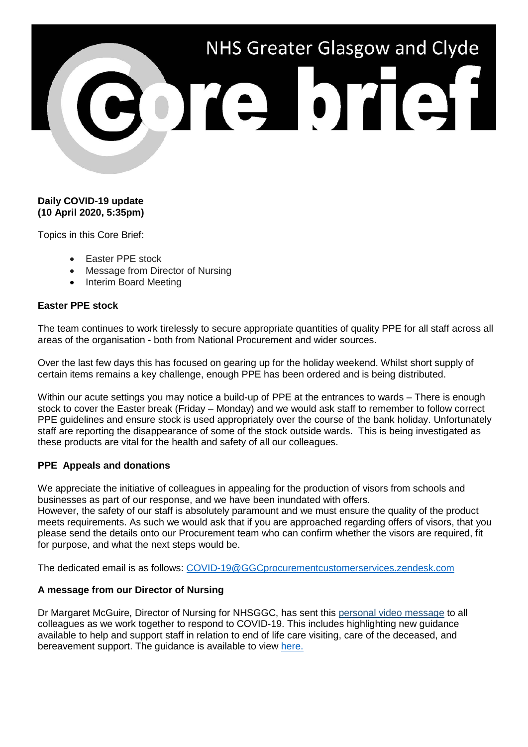# NHS Greater Glasgow and Clyde Core brief

**Daily COVID-19 update**
**(10 April 2020, 5:35pm)**

Topics in this Core Brief:

- Easter PPE stock
- Message from Director of Nursing
- Interim Board Meeting

**Easter PPE stock**

The team continues to work tirelessly to secure appropriate quantities of quality PPE for all staff across all areas of the organisation - both from National Procurement and wider sources.

Over the last few days this has focused on gearing up for the holiday weekend. Whilst short supply of certain items remains a key challenge, enough PPE has been ordered and is being distributed.

Within our acute settings you may notice a build-up of PPE at the entrances to wards – There is enough stock to cover the Easter break (Friday – Monday) and we would ask staff to remember to follow correct PPE guidelines and ensure stock is used appropriately over the course of the bank holiday. Unfortunately staff are reporting the disappearance of some of the stock outside wards. This is being investigated as these products are vital for the health and safety of all our colleagues.

**PPE Appeals and donations**

We appreciate the initiative of colleagues in appealing for the production of visors from schools and businesses as part of our response, and we have been inundated with offers.
However, the safety of our staff is absolutely paramount and we must ensure the quality of the product meets requirements. As such we would ask that if you are approached regarding offers of visors, that you please send the details onto our Procurement team who can confirm whether the visors are required, fit for purpose, and what the next steps would be.

The dedicated email is as follows: COVID-19@GGCprocurementcustomerservices.zendesk.com

**A message from our Director of Nursing**

Dr Margaret McGuire, Director of Nursing for NHSGGC, has sent this personal video message to all colleagues as we work together to respond to COVID-19. This includes highlighting new guidance available to help and support staff in relation to end of life care visiting, care of the deceased, and bereavement support. The guidance is available to view here.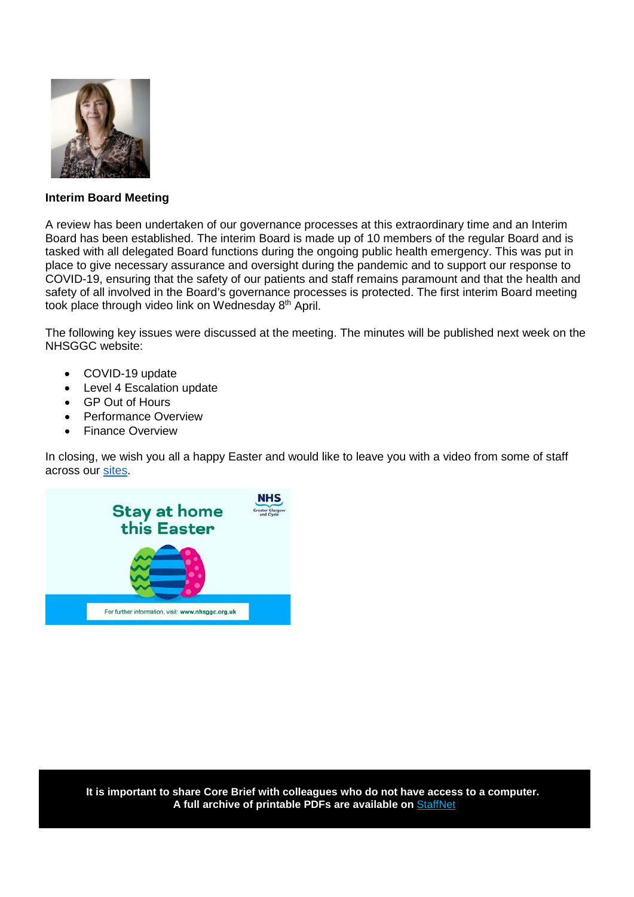**Interim Board Meeting**

A review has been undertaken of our governance processes at this extraordinary time and an Interim Board has been established. The interim Board is made up of 10 members of the regular Board and is tasked with all delegated Board functions during the ongoing public health emergency. This was put in place to give necessary assurance and oversight during the pandemic and to support our response to COVID-19, ensuring that the safety of our patients and staff remains paramount and that the health and safety of all involved in the Board's governance processes is protected. The first interim Board meeting took place through video link on Wednesday 8th April.

The following key issues were discussed at the meeting. The minutes will be published next week on the NHSGGC website:

- COVID-19 update
- Level 4 Escalation update
- GP Out of Hours
- Performance Overview
- Finance Overview

In closing, we wish you all a happy Easter and would like to leave you with a video from some of staff across our sites.

**It is important to share Core Brief with colleagues who do not have access to a computer. A full archive of printable PDFs are available on StaffNet**